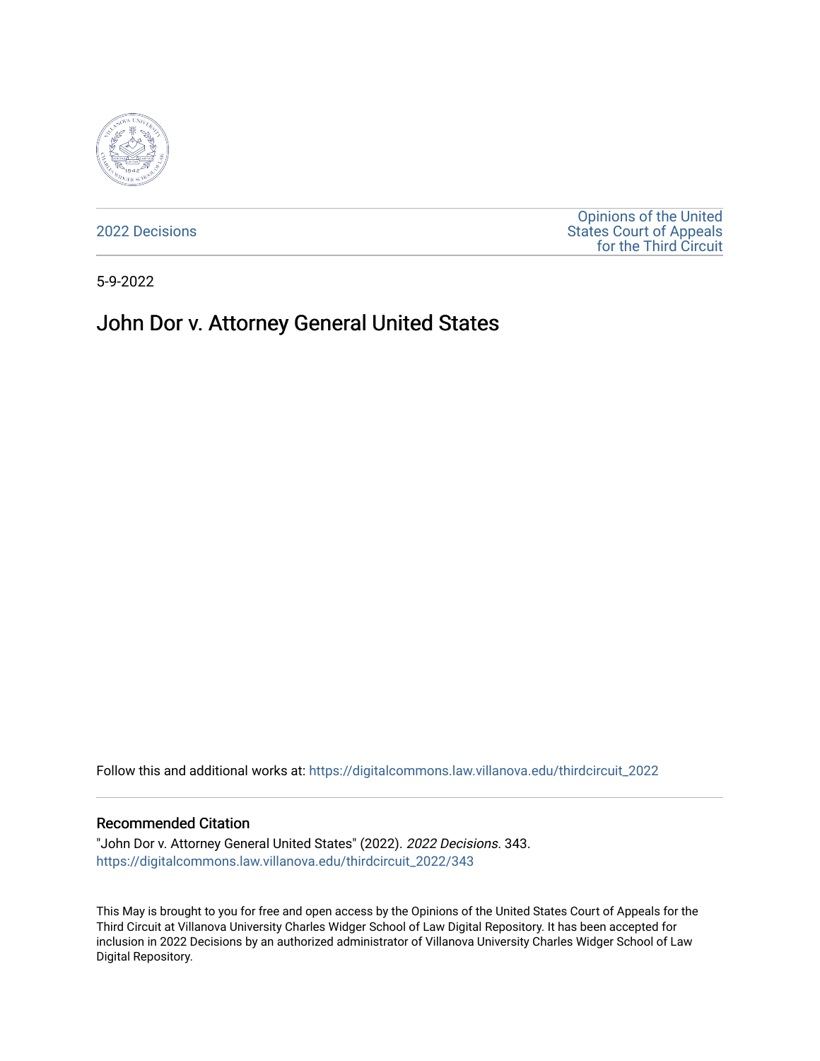2022 Decisions

Opinions of the United States Court of Appeals for the Third Circuit

5-9-2022

# John Dor v. Attorney General United States

Follow this and additional works at: https://digitalcommons.law.villanova.edu/thirdcircuit_2022

## Recommended Citation

"John Dor v. Attorney General United States" (2022). *2022 Decisions*. 343.
https://digitalcommons.law.villanova.edu/thirdcircuit_2022/343

This May is brought to you for free and open access by the Opinions of the United States Court of Appeals for the Third Circuit at Villanova University Charles Widger School of Law Digital Repository. It has been accepted for inclusion in 2022 Decisions by an authorized administrator of Villanova University Charles Widger School of Law Digital Repository.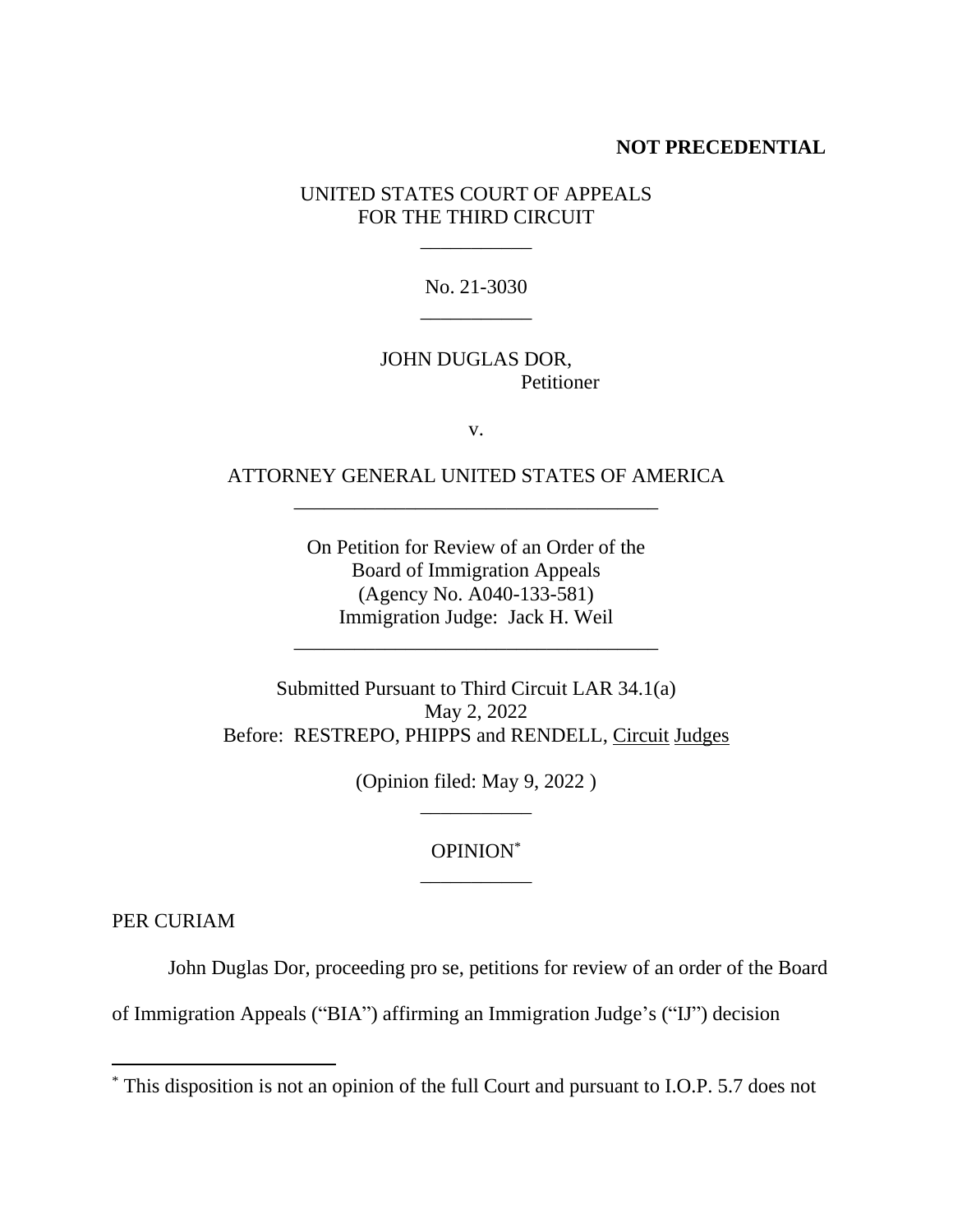**NOT PRECEDENTIAL**

UNITED STATES COURT OF APPEALS
FOR THE THIRD CIRCUIT

\_\_\_\_\_\_\_\_\_\_\_

No. 21-3030

\_\_\_\_\_\_\_\_\_\_\_

JOHN DUGLAS DOR,
Petitioner

v.

ATTORNEY GENERAL UNITED STATES OF AMERICA

\_\_\_\_\_\_\_\_\_\_\_\_\_\_\_\_\_\_\_\_\_\_\_\_\_\_\_\_\_\_\_\_\_\_\_\_

On Petition for Review of an Order of the
Board of Immigration Appeals
(Agency No. A040-133-581)
Immigration Judge: Jack H. Weil

\_\_\_\_\_\_\_\_\_\_\_\_\_\_\_\_\_\_\_\_\_\_\_\_\_\_\_\_\_\_\_\_\_\_\_\_

Submitted Pursuant to Third Circuit LAR 34.1(a)
May 2, 2022
Before: RESTREPO, PHIPPS and RENDELL, Circuit Judges

(Opinion filed: May 9, 2022 )

\_\_\_\_\_\_\_\_\_\_\_

OPINION*

\_\_\_\_\_\_\_\_\_\_\_

PER CURIAM

John Duglas Dor, proceeding pro se, petitions for review of an order of the Board of Immigration Appeals ("BIA") affirming an Immigration Judge's ("IJ") decision

---

\* This disposition is not an opinion of the full Court and pursuant to I.O.P. 5.7 does not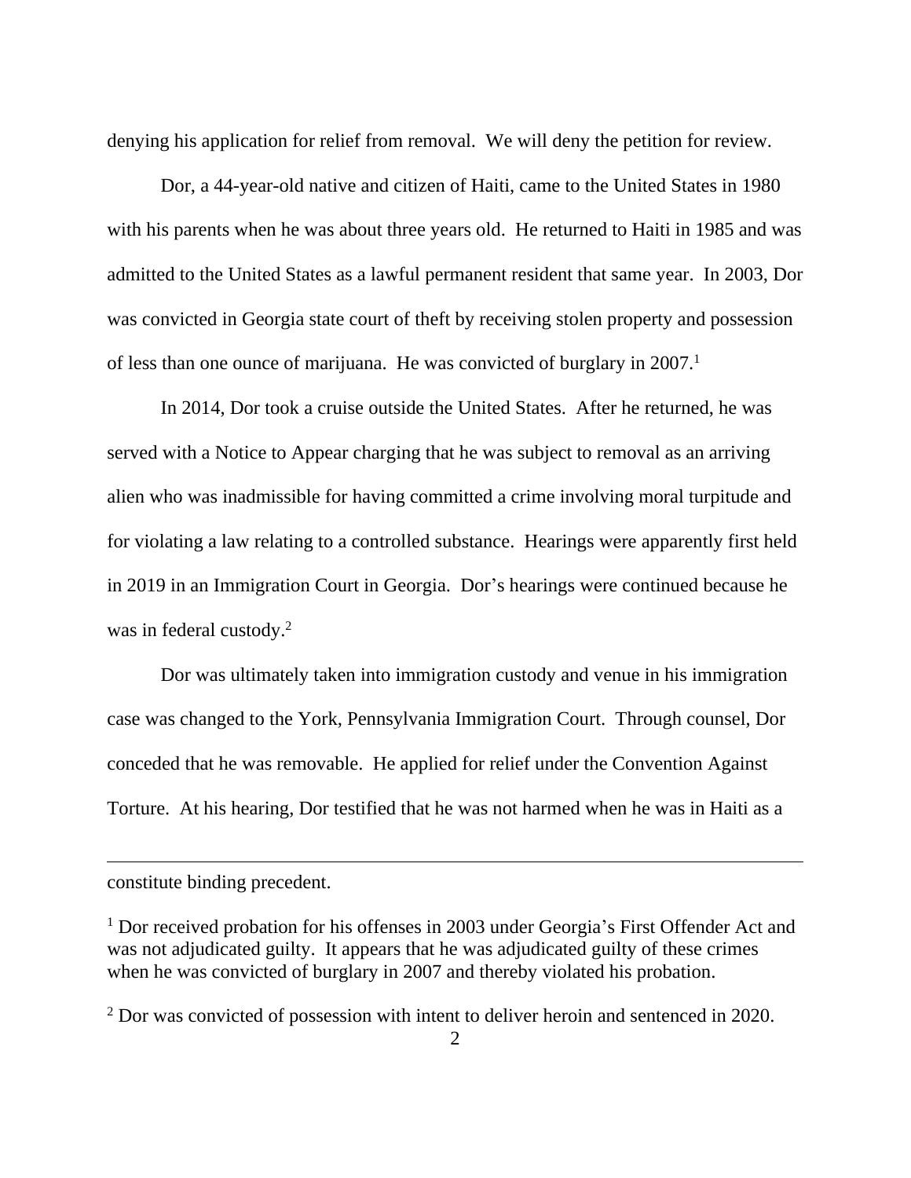denying his application for relief from removal. We will deny the petition for review.

Dor, a 44-year-old native and citizen of Haiti, came to the United States in 1980 with his parents when he was about three years old. He returned to Haiti in 1985 and was admitted to the United States as a lawful permanent resident that same year. In 2003, Dor was convicted in Georgia state court of theft by receiving stolen property and possession of less than one ounce of marijuana. He was convicted of burglary in 2007.[1]

In 2014, Dor took a cruise outside the United States. After he returned, he was served with a Notice to Appear charging that he was subject to removal as an arriving alien who was inadmissible for having committed a crime involving moral turpitude and for violating a law relating to a controlled substance. Hearings were apparently first held in 2019 in an Immigration Court in Georgia. Dor's hearings were continued because he was in federal custody.[2]

Dor was ultimately taken into immigration custody and venue in his immigration case was changed to the York, Pennsylvania Immigration Court. Through counsel, Dor conceded that he was removable. He applied for relief under the Convention Against Torture. At his hearing, Dor testified that he was not harmed when he was in Haiti as a

---

constitute binding precedent.

[1] Dor received probation for his offenses in 2003 under Georgia's First Offender Act and was not adjudicated guilty. It appears that he was adjudicated guilty of these crimes when he was convicted of burglary in 2007 and thereby violated his probation.

[2] Dor was convicted of possession with intent to deliver heroin and sentenced in 2020.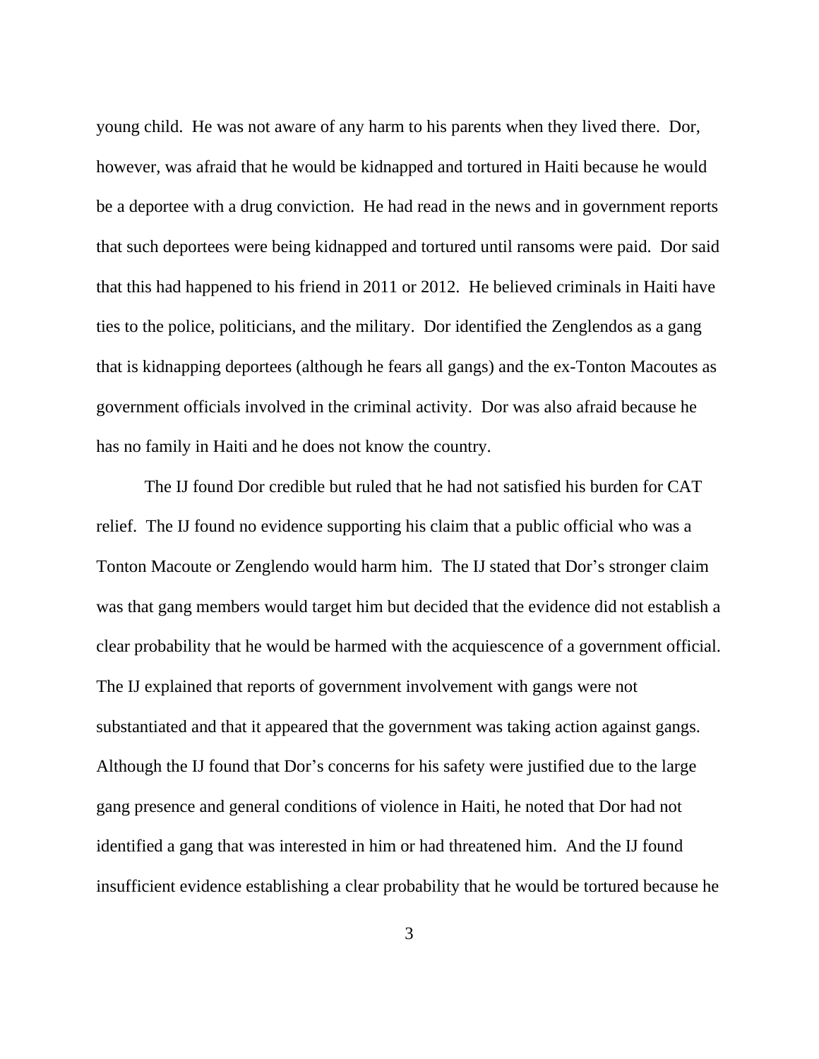young child. He was not aware of any harm to his parents when they lived there. Dor, however, was afraid that he would be kidnapped and tortured in Haiti because he would be a deportee with a drug conviction. He had read in the news and in government reports that such deportees were being kidnapped and tortured until ransoms were paid. Dor said that this had happened to his friend in 2011 or 2012. He believed criminals in Haiti have ties to the police, politicians, and the military. Dor identified the Zenglendos as a gang that is kidnapping deportees (although he fears all gangs) and the ex-Tonton Macoutes as government officials involved in the criminal activity. Dor was also afraid because he has no family in Haiti and he does not know the country.

The IJ found Dor credible but ruled that he had not satisfied his burden for CAT relief. The IJ found no evidence supporting his claim that a public official who was a Tonton Macoute or Zenglendo would harm him. The IJ stated that Dor's stronger claim was that gang members would target him but decided that the evidence did not establish a clear probability that he would be harmed with the acquiescence of a government official. The IJ explained that reports of government involvement with gangs were not substantiated and that it appeared that the government was taking action against gangs. Although the IJ found that Dor's concerns for his safety were justified due to the large gang presence and general conditions of violence in Haiti, he noted that Dor had not identified a gang that was interested in him or had threatened him. And the IJ found insufficient evidence establishing a clear probability that he would be tortured because he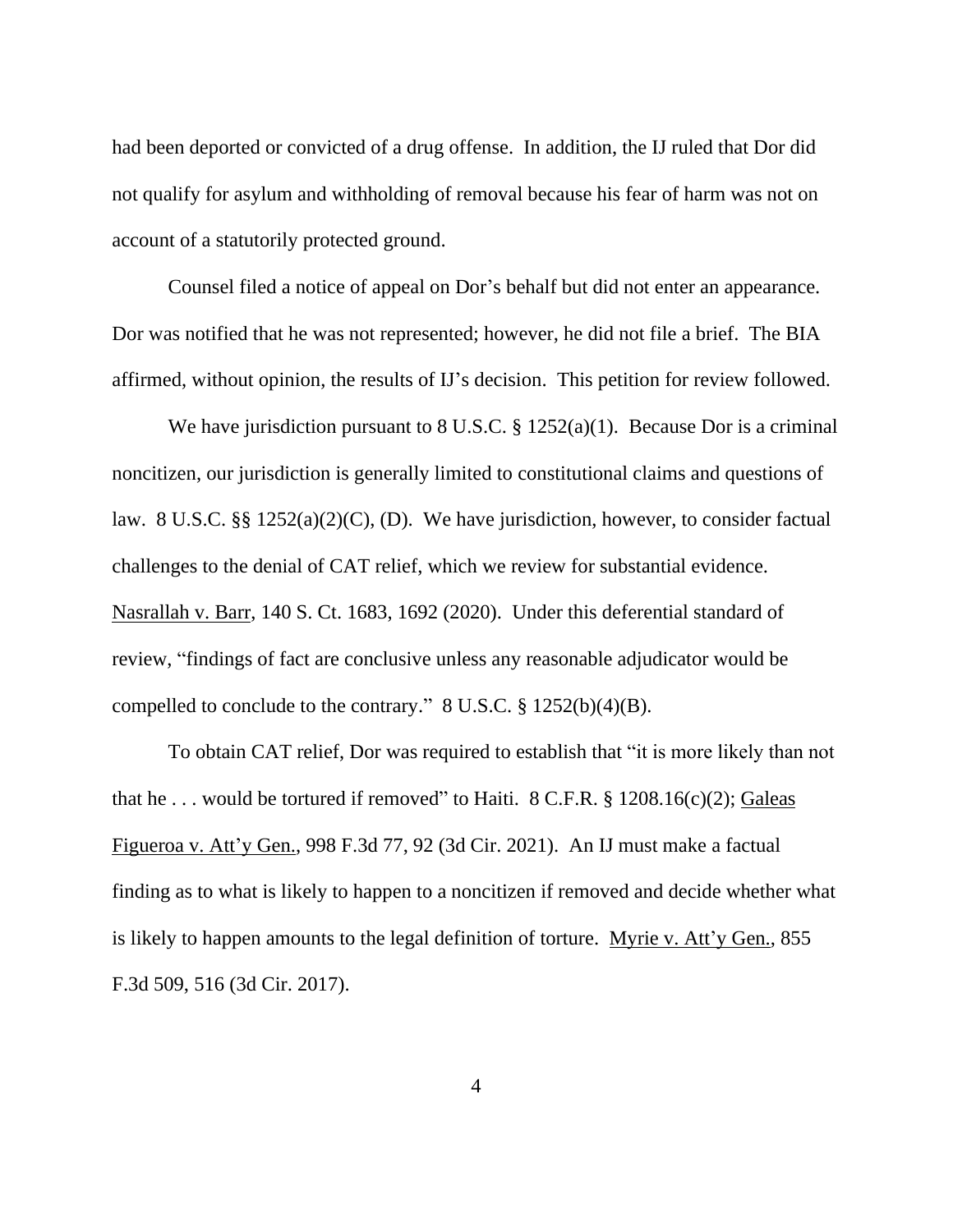had been deported or convicted of a drug offense. In addition, the IJ ruled that Dor did not qualify for asylum and withholding of removal because his fear of harm was not on account of a statutorily protected ground.

Counsel filed a notice of appeal on Dor's behalf but did not enter an appearance. Dor was notified that he was not represented; however, he did not file a brief. The BIA affirmed, without opinion, the results of IJ's decision. This petition for review followed.

We have jurisdiction pursuant to 8 U.S.C. § 1252(a)(1). Because Dor is a criminal noncitizen, our jurisdiction is generally limited to constitutional claims and questions of law. 8 U.S.C. §§ 1252(a)(2)(C), (D). We have jurisdiction, however, to consider factual challenges to the denial of CAT relief, which we review for substantial evidence. Nasrallah v. Barr, 140 S. Ct. 1683, 1692 (2020). Under this deferential standard of review, "findings of fact are conclusive unless any reasonable adjudicator would be compelled to conclude to the contrary." 8 U.S.C. § 1252(b)(4)(B).

To obtain CAT relief, Dor was required to establish that "it is more likely than not that he . . . would be tortured if removed" to Haiti. 8 C.F.R. § 1208.16(c)(2); Galeas Figueroa v. Att'y Gen., 998 F.3d 77, 92 (3d Cir. 2021). An IJ must make a factual finding as to what is likely to happen to a noncitizen if removed and decide whether what is likely to happen amounts to the legal definition of torture. Myrie v. Att'y Gen., 855 F.3d 509, 516 (3d Cir. 2017).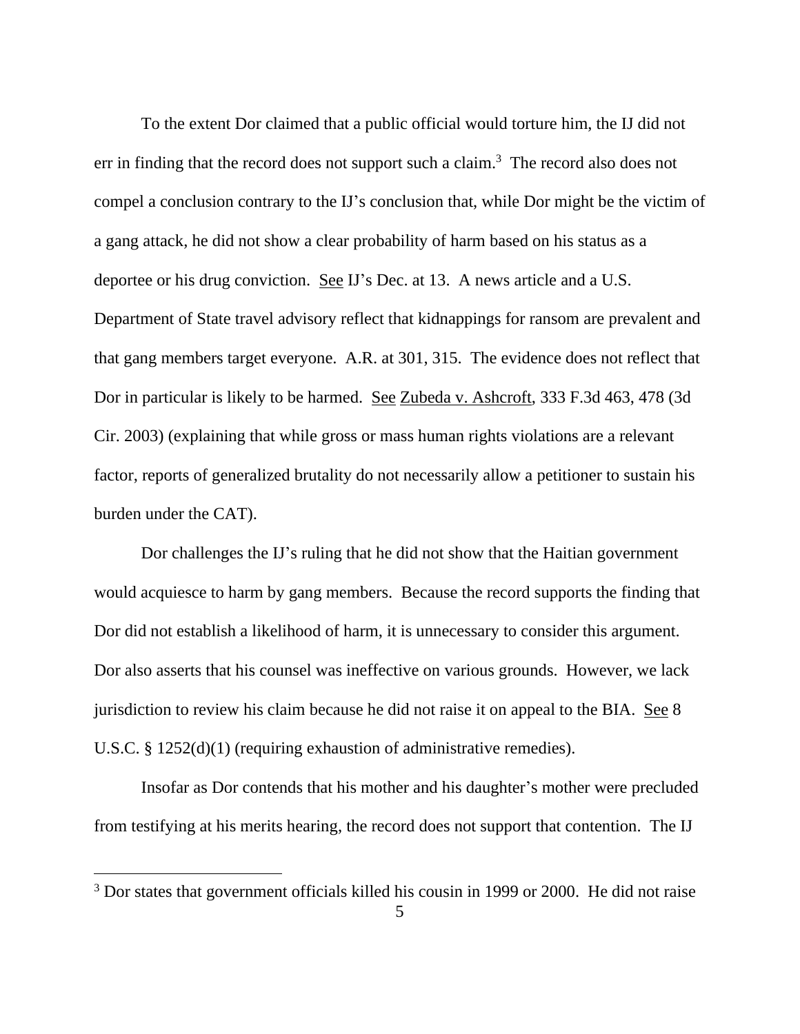To the extent Dor claimed that a public official would torture him, the IJ did not err in finding that the record does not support such a claim.[3] The record also does not compel a conclusion contrary to the IJ's conclusion that, while Dor might be the victim of a gang attack, he did not show a clear probability of harm based on his status as a deportee or his drug conviction. See IJ's Dec. at 13. A news article and a U.S. Department of State travel advisory reflect that kidnappings for ransom are prevalent and that gang members target everyone. A.R. at 301, 315. The evidence does not reflect that Dor in particular is likely to be harmed. See Zubeda v. Ashcroft, 333 F.3d 463, 478 (3d Cir. 2003) (explaining that while gross or mass human rights violations are a relevant factor, reports of generalized brutality do not necessarily allow a petitioner to sustain his burden under the CAT).

Dor challenges the IJ's ruling that he did not show that the Haitian government would acquiesce to harm by gang members. Because the record supports the finding that Dor did not establish a likelihood of harm, it is unnecessary to consider this argument. Dor also asserts that his counsel was ineffective on various grounds. However, we lack jurisdiction to review his claim because he did not raise it on appeal to the BIA. See 8 U.S.C. § 1252(d)(1) (requiring exhaustion of administrative remedies).

Insofar as Dor contends that his mother and his daughter's mother were precluded from testifying at his merits hearing, the record does not support that contention. The IJ

[3] Dor states that government officials killed his cousin in 1999 or 2000. He did not raise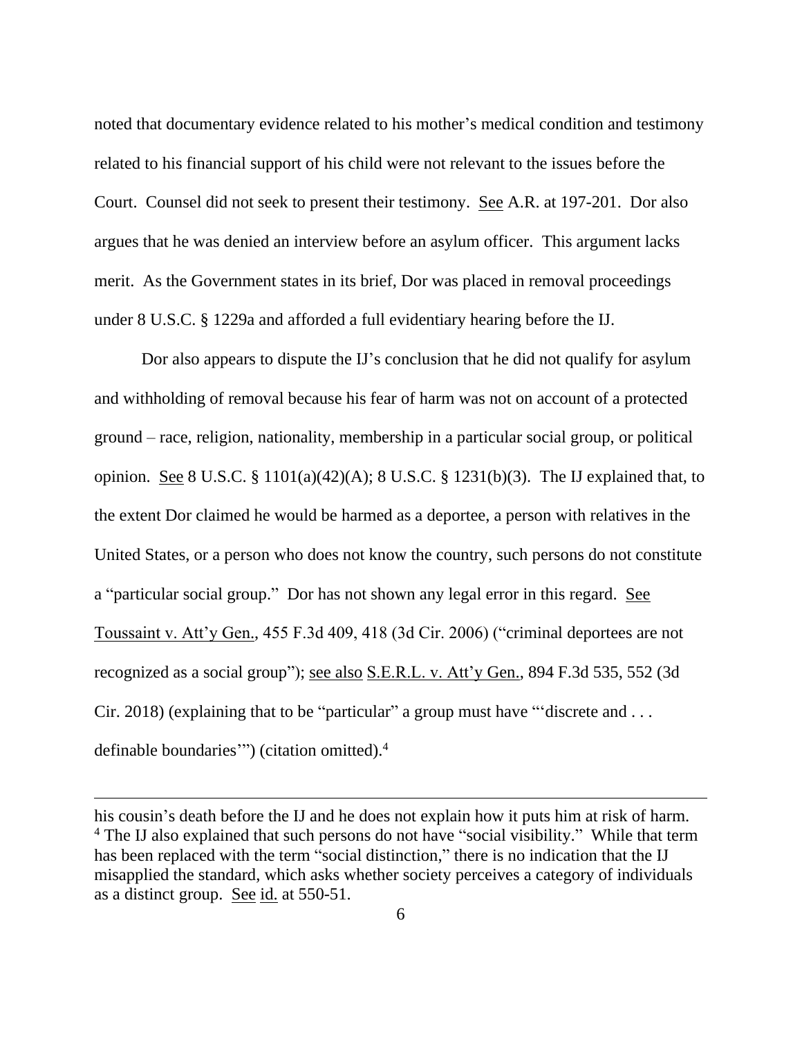noted that documentary evidence related to his mother's medical condition and testimony related to his financial support of his child were not relevant to the issues before the Court. Counsel did not seek to present their testimony. See A.R. at 197-201. Dor also argues that he was denied an interview before an asylum officer. This argument lacks merit. As the Government states in its brief, Dor was placed in removal proceedings under 8 U.S.C. § 1229a and afforded a full evidentiary hearing before the IJ.

Dor also appears to dispute the IJ's conclusion that he did not qualify for asylum and withholding of removal because his fear of harm was not on account of a protected ground – race, religion, nationality, membership in a particular social group, or political opinion. See 8 U.S.C. § 1101(a)(42)(A); 8 U.S.C. § 1231(b)(3). The IJ explained that, to the extent Dor claimed he would be harmed as a deportee, a person with relatives in the United States, or a person who does not know the country, such persons do not constitute a "particular social group." Dor has not shown any legal error in this regard. See Toussaint v. Att'y Gen., 455 F.3d 409, 418 (3d Cir. 2006) ("criminal deportees are not recognized as a social group"); see also S.E.R.L. v. Att'y Gen., 894 F.3d 535, 552 (3d Cir. 2018) (explaining that to be "particular" a group must have "'discrete and . . . definable boundaries'") (citation omitted).[4]

---

his cousin's death before the IJ and he does not explain how it puts him at risk of harm.

[4] The IJ also explained that such persons do not have "social visibility." While that term has been replaced with the term "social distinction," there is no indication that the IJ misapplied the standard, which asks whether society perceives a category of individuals as a distinct group. See id. at 550-51.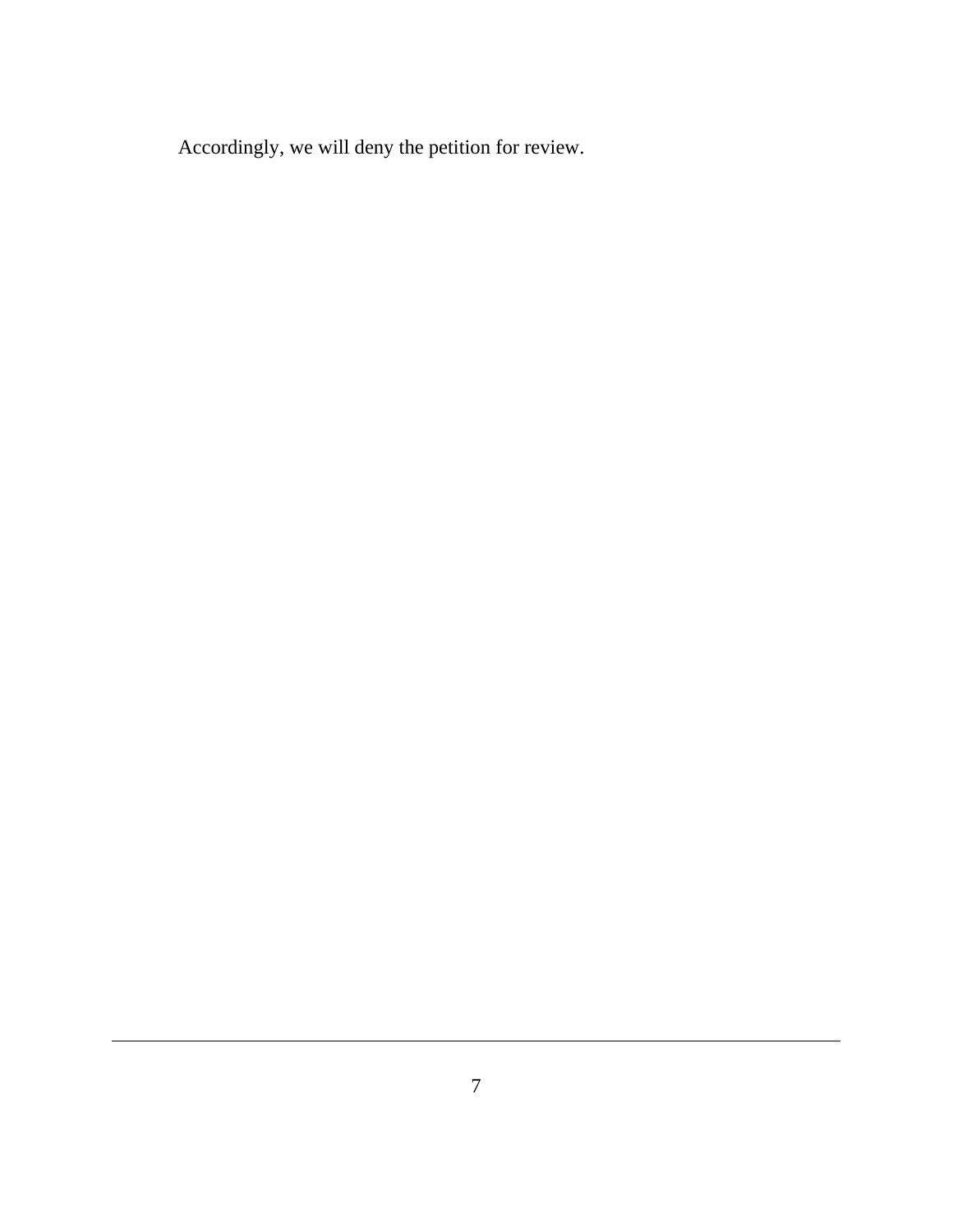Accordingly, we will deny the petition for review.